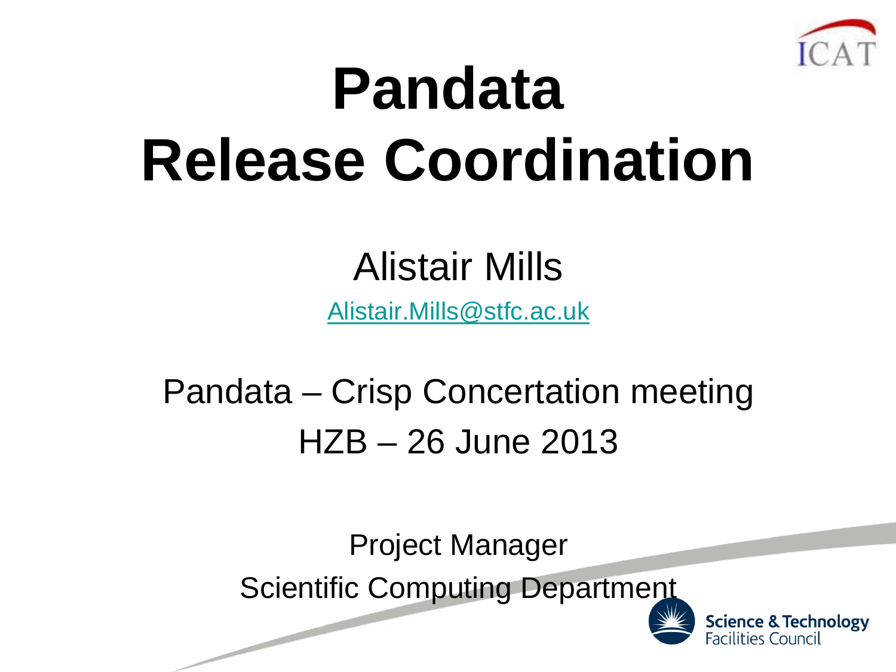# Pandata Release Coordination

Alistair Mills

Alistair.Mills@stfc.ac.uk

Pandata – Crisp Concertation meeting

HZB – 26 June 2013

Project Manager

Scientific Computing Department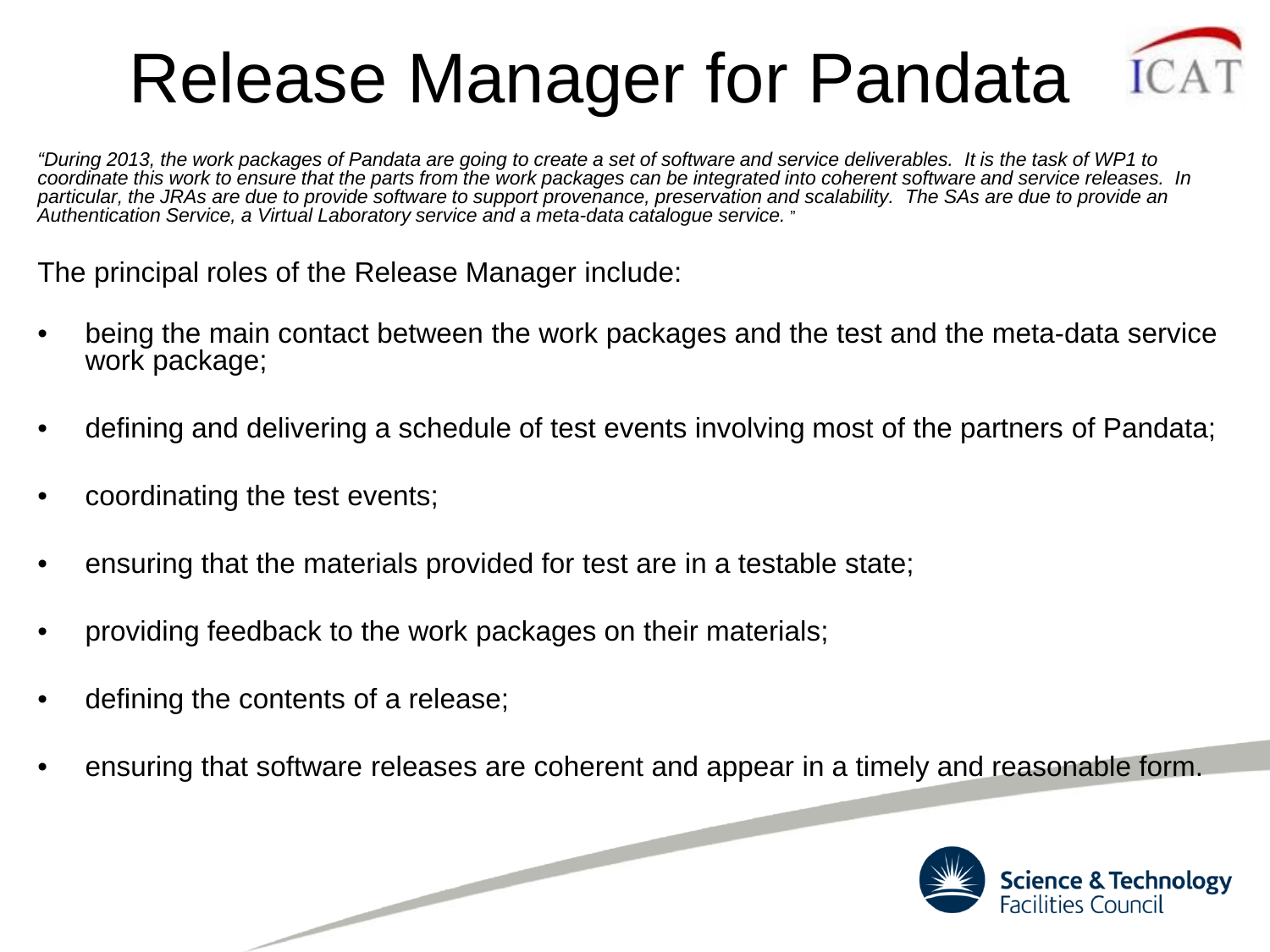# Release Manager for Pandata

*"During 2013, the work packages of Pandata are going to create a set of software and service deliverables. It is the task of WP1 to coordinate this work to ensure that the parts from the work packages can be integrated into coherent software and service releases. In particular, the JRAs are due to provide software to support provenance, preservation and scalability. The SAs are due to provide an Authentication Service, a Virtual Laboratory service and a meta-data catalogue service. "*

The principal roles of the Release Manager include:

- being the main contact between the work packages and the test and the meta-data service work package;
- defining and delivering a schedule of test events involving most of the partners of Pandata;
- coordinating the test events;
- ensuring that the materials provided for test are in a testable state;
- providing feedback to the work packages on their materials;
- defining the contents of a release;
- ensuring that software releases are coherent and appear in a timely and reasonable form.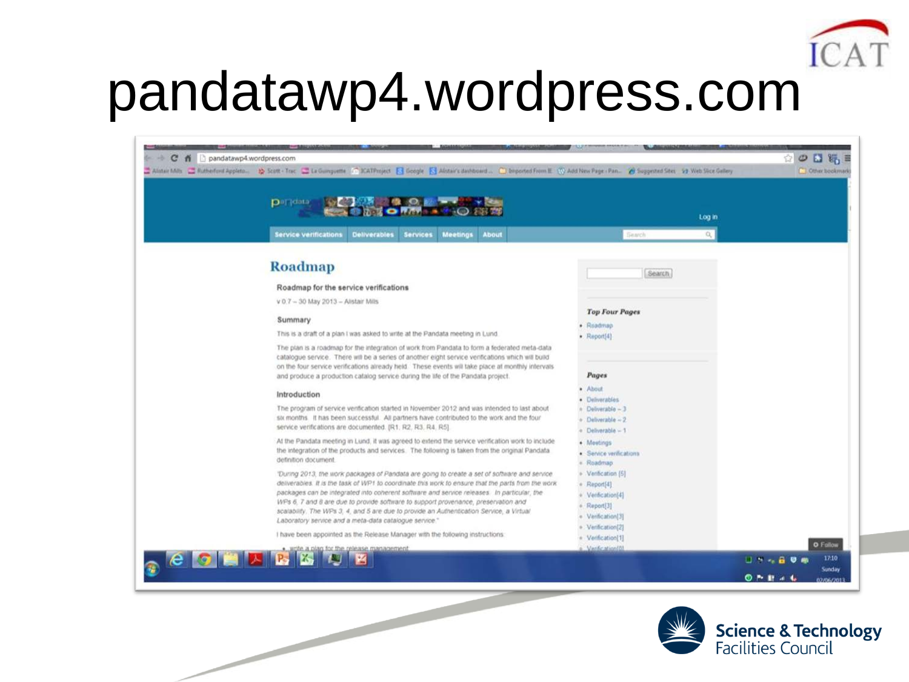# pandatawp4.wordpress.com

## Roadmap

### Roadmap for the service verifications

v 0.7 – 30 May 2013 – Alistair Mills

#### Summary

This is a draft of a plan I was asked to write at the Pandata meeting in Lund.

The plan is a roadmap for the integration of work from Pandata to form a federated meta-data catalogue service. There will be a series of another eight service verifications which will build on the four service verifications already held. These events will take place at monthly intervals and produce a production catalog service during the life of the Pandata project.

#### Introduction

The program of service verification started in November 2012 and was intended to last about six months. It has been successful. All partners have contributed to the work and the four service verifications are documented. [R1, R2, R3, R4, R5]

At the Pandata meeting in Lund, it was agreed to extend the service verification work to include the integration of the products and services. The following is taken from the original Pandata definition document.

*"During 2013, the work packages of Pandata are going to create a set of software and service deliverables. It is the task of WP1 to coordinate this work to ensure that the parts from the work packages can be integrated into coherent software and service releases. In particular, the WPs 6, 7 and 8 are due to provide software to support provenance, preservation and scalability. The WPs 3, 4, and 5 are due to provide an Authentication Service, a Virtual Laboratory service and a meta-data catalogue service."*

I have been appointed as the Release Manager with the following instructions:

- write a plan for the release management

**Top Four Pages**

- Roadmap
- Report[4]

**Pages**

- About
- Deliverables
  - Deliverable – 3
  - Deliverable – 2
  - Deliverable – 1
- Meetings
- Service verifications
  - Roadmap
  - Verification [5]
  - Report[4]
  - Verification[4]
  - Report[3]
  - Verification[3]
  - Verification[2]
  - Verification[1]
  - Verification[0]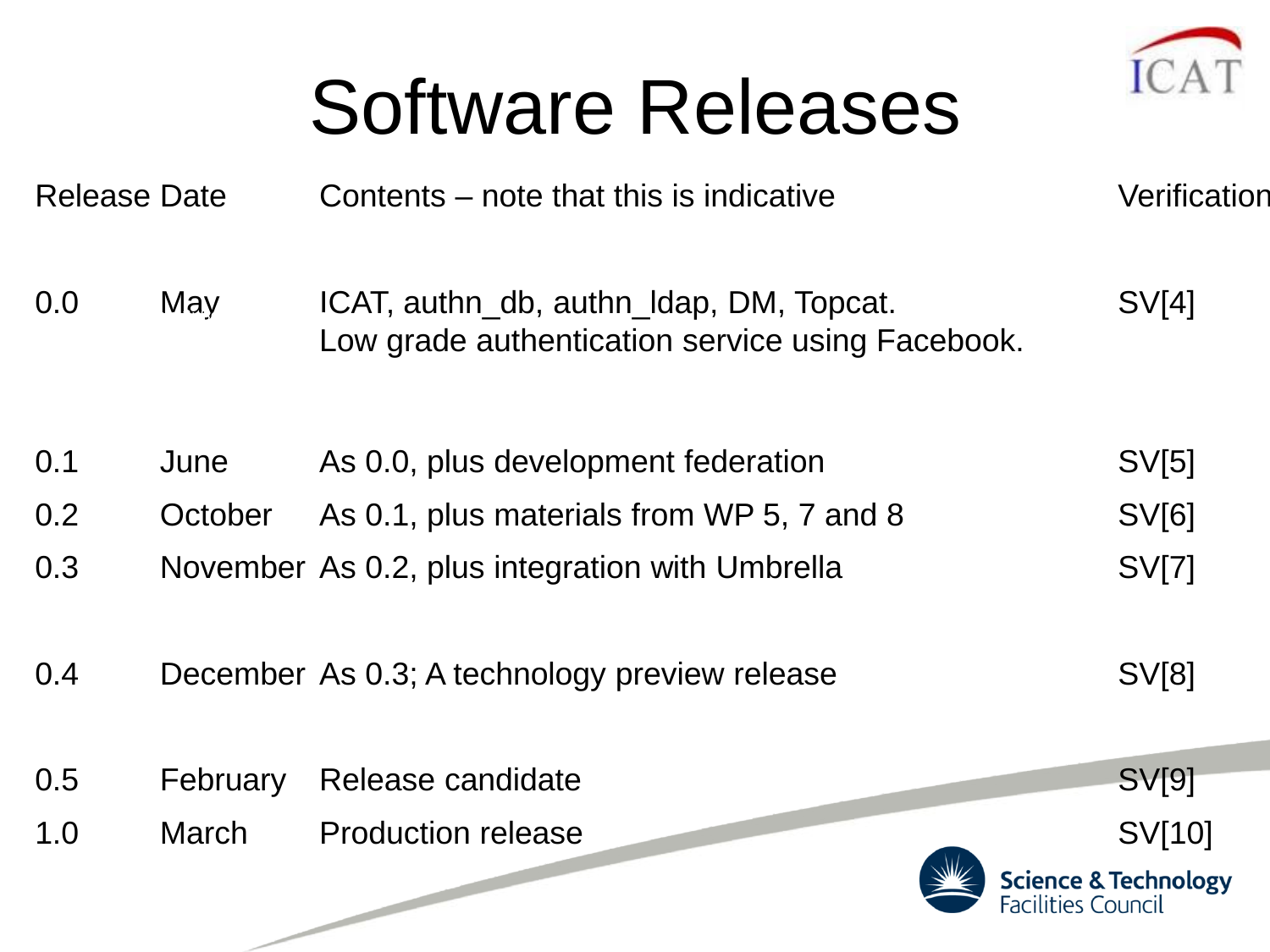# Software Releases

| Release | Date | Contents – note that this is indicative | Verification |
| --- | --- | --- | --- |
| 0.0 | May | ICAT, authn_db, authn_ldap, DM, Topcat. Low grade authentication service using Facebook. | SV[4] |
| 0.1 | June | As 0.0, plus development federation | SV[5] |
| 0.2 | October | As 0.1, plus materials from WP 5, 7 and 8 | SV[6] |
| 0.3 | November | As 0.2, plus integration with Umbrella | SV[7] |
| 0.4 | December | As 0.3; A technology preview release | SV[8] |
| 0.5 | February | Release candidate | SV[9] |
| 1.0 | March | Production release | SV[10] |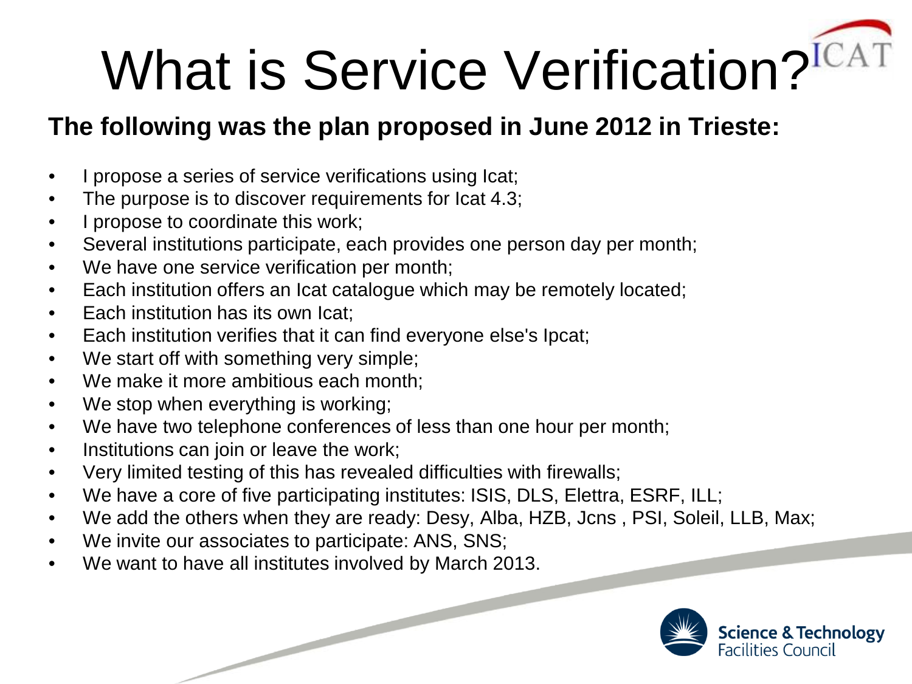# What is Service Verification?

**The following was the plan proposed in June 2012 in Trieste:**

- I propose a series of service verifications using Icat;
- The purpose is to discover requirements for Icat 4.3;
- I propose to coordinate this work;
- Several institutions participate, each provides one person day per month;
- We have one service verification per month;
- Each institution offers an Icat catalogue which may be remotely located;
- Each institution has its own Icat;
- Each institution verifies that it can find everyone else's Ipcat;
- We start off with something very simple;
- We make it more ambitious each month;
- We stop when everything is working;
- We have two telephone conferences of less than one hour per month;
- Institutions can join or leave the work;
- Very limited testing of this has revealed difficulties with firewalls;
- We have a core of five participating institutes: ISIS, DLS, Elettra, ESRF, ILL;
- We add the others when they are ready: Desy, Alba, HZB, Jcns , PSI, Soleil, LLB, Max;
- We invite our associates to participate: ANS, SNS;
- We want to have all institutes involved by March 2013.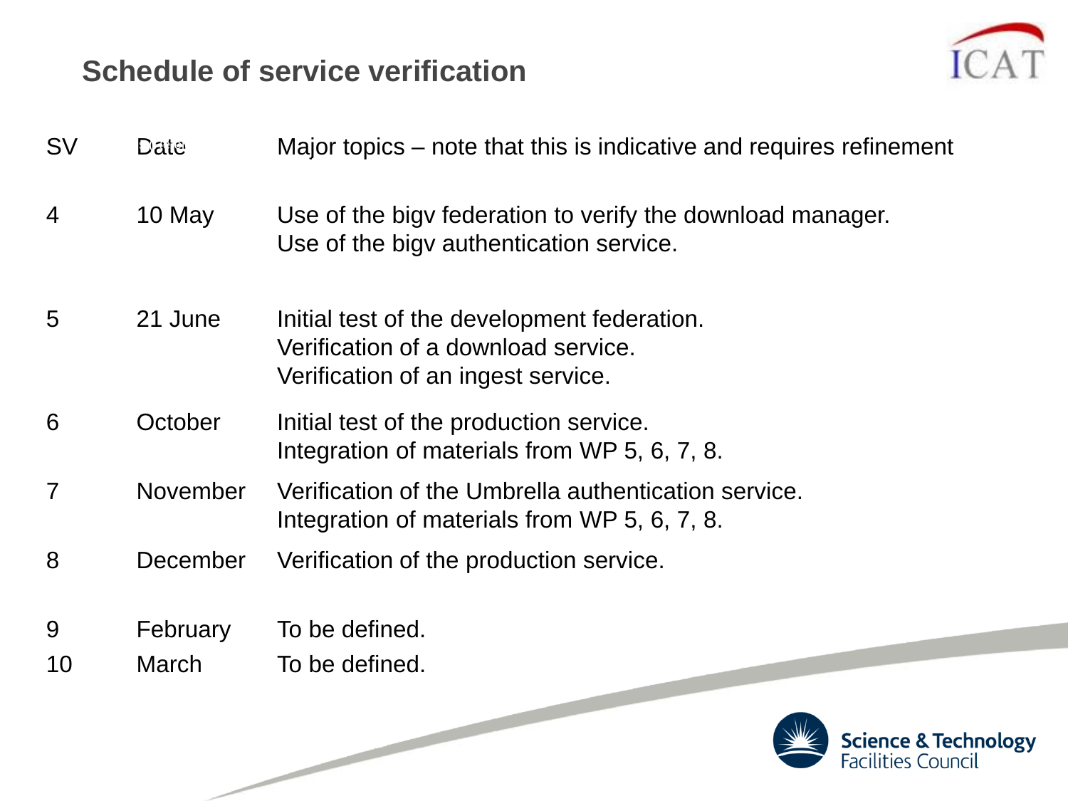## Schedule of service verification

| SV | Date | Major topics – note that this is indicative and requires refinement |
|---|---|---|
| 4 | 10 May | Use of the bigv federation to verify the download manager.<br>Use of the bigv authentication service. |
| 5 | 21 June | Initial test of the development federation.<br>Verification of a download service.<br>Verification of an ingest service. |
| 6 | October | Initial test of the production service.<br>Integration of materials from WP 5, 6, 7, 8. |
| 7 | November | Verification of the Umbrella authentication service.<br>Integration of materials from WP 5, 6, 7, 8. |
| 8 | December | Verification of the production service. |
| 9 | February | To be defined. |
| 10 | March | To be defined. |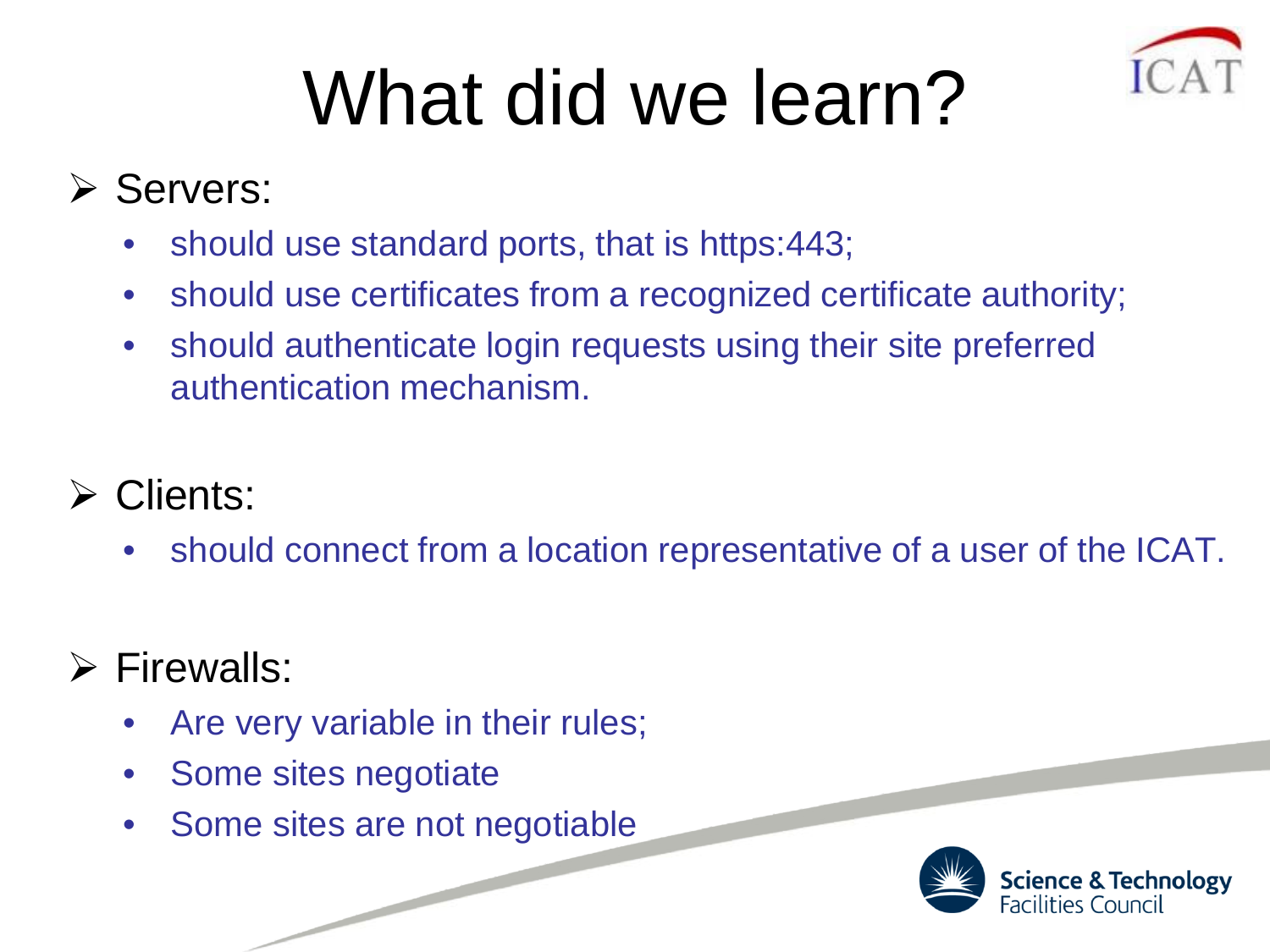# What did we learn?

- Servers:
  - should use standard ports, that is https:443;
  - should use certificates from a recognized certificate authority;
  - should authenticate login requests using their site preferred authentication mechanism.
- Clients:
  - should connect from a location representative of a user of the ICAT.
- Firewalls:
  - Are very variable in their rules;
  - Some sites negotiate
  - Some sites are not negotiable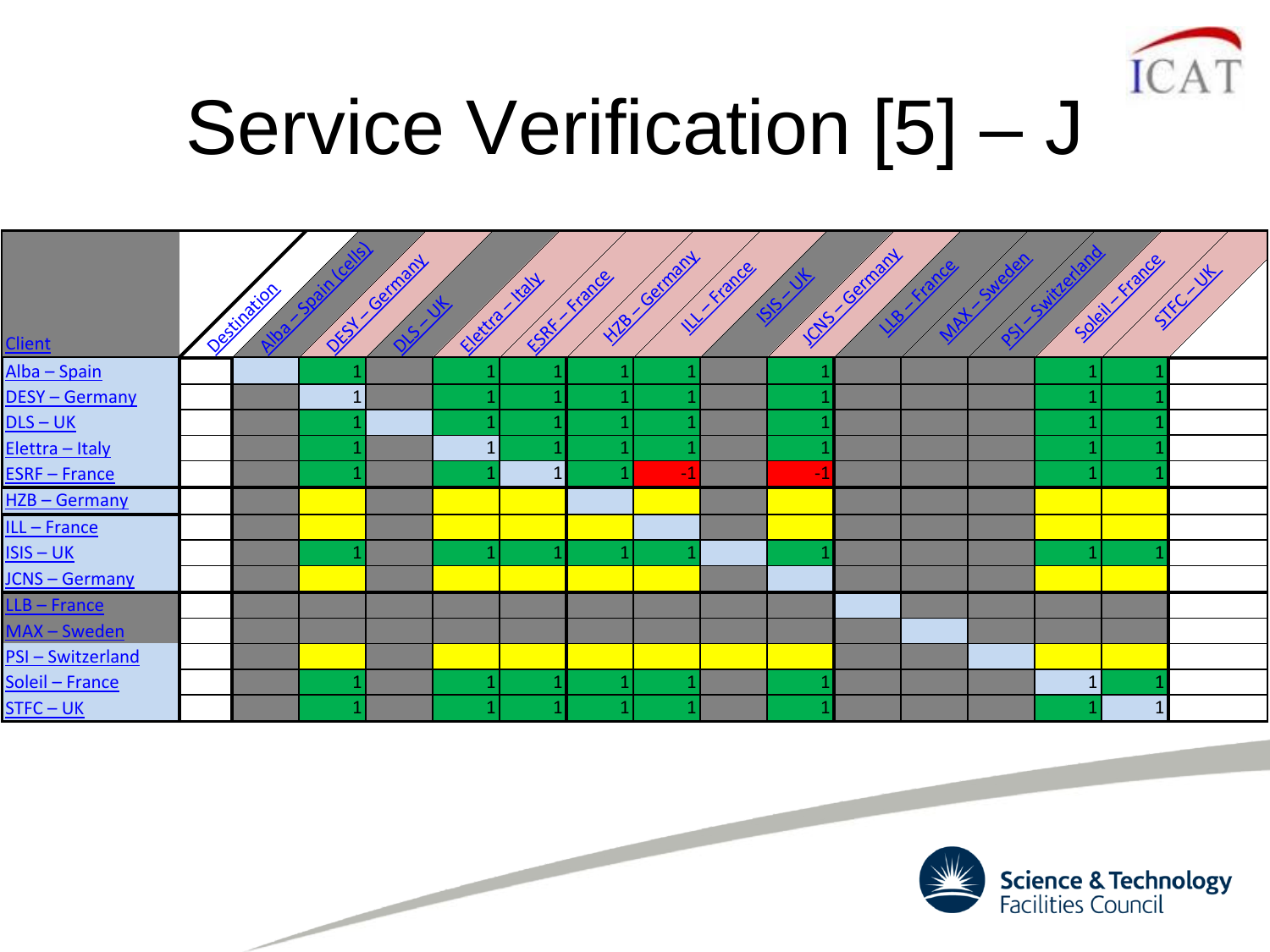# Service Verification [5] – J

| Client \ Destination | Alba – Spain (cells) | DESY – Germany | DLS – UK | Elettra – Italy | ESRF – France | HZB – Germany | ILL – France | ISIS – UK | JCNS – Germany | LLB – France | MAX – Sweden | PSI – Switzerland | Soleil – France | STFC – UK |
|---|---|---|---|---|---|---|---|---|---|---|---|---|---|---|
| Alba – Spain | | 1 | | 1 | 1 | 1 | 1 | | 1 | | | | 1 | 1 |
| DESY – Germany | | 1 | | 1 | 1 | 1 | 1 | | 1 | | | | 1 | 1 |
| DLS – UK | | 1 | | 1 | 1 | 1 | 1 | | 1 | | | | 1 | 1 |
| Elettra – Italy | | 1 | | 1 | 1 | 1 | 1 | | 1 | | | | 1 | 1 |
| ESRF – France | | 1 | | 1 | 1 | 1 | -1 | | -1 | | | | 1 | 1 |
| HZB – Germany | | | | | | | | | | | | | | |
| ILL – France | | | | | | | | | | | | | | |
| ISIS – UK | | 1 | | 1 | 1 | 1 | 1 | | 1 | | | | 1 | 1 |
| JCNS – Germany | | | | | | | | | | | | | | |
| LLB – France | | | | | | | | | | | | | | |
| MAX – Sweden | | | | | | | | | | | | | | |
| PSI – Switzerland | | | | | | | | | | | | | | |
| Soleil – France | | 1 | | 1 | 1 | 1 | 1 | | 1 | | | | 1 | 1 |
| STFC – UK | | 1 | | 1 | 1 | 1 | 1 | | 1 | | | | 1 | 1 |

Science & Technology Facilities Council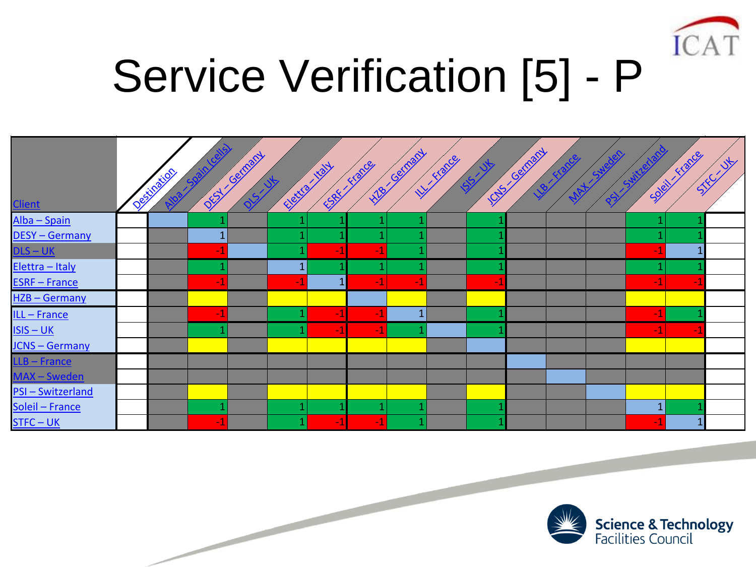# Service Verification [5] - P

| Client \ Destination | Alba – Spain (cells) | DESY – Germany | DLS – UK | Elettra – Italy | ESRF – France | HZB – Germany | ILL – France | ISIS – UK | JCNS – Germany | LLB – France | MAX – Sweden | PSI – Switzerland | Soleil – France | STFC – UK |
|---|---|---|---|---|---|---|---|---|---|---|---|---|---|---|
| Alba – Spain | | 1 | | 1 | 1 | 1 | 1 | | 1 | | | | 1 | 1 |
| DESY – Germany | | 1 | | 1 | 1 | 1 | 1 | | 1 | | | | 1 | 1 |
| DLS – UK | | -1 | | 1 | -1 | -1 | 1 | | 1 | | | | -1 | 1 |
| Elettra – Italy | | 1 | | 1 | 1 | 1 | 1 | | 1 | | | | 1 | 1 |
| ESRF – France | | -1 | | -1 | 1 | -1 | -1 | | -1 | | | | -1 | -1 |
| HZB – Germany | | | | | | | | | | | | | | |
| ILL – France | | -1 | | 1 | -1 | -1 | 1 | | 1 | | | | -1 | 1 |
| ISIS – UK | | 1 | | 1 | -1 | -1 | 1 | | 1 | | | | -1 | -1 |
| JCNS – Germany | | | | | | | | | | | | | | |
| LLB – France | | | | | | | | | | | | | | |
| MAX – Sweden | | | | | | | | | | | | | | |
| PSI – Switzerland | | | | | | | | | | | | | | |
| Soleil – France | | 1 | | 1 | 1 | 1 | 1 | | 1 | | | | 1 | 1 |
| STFC – UK | | -1 | | 1 | -1 | -1 | 1 | | 1 | | | | -1 | 1 |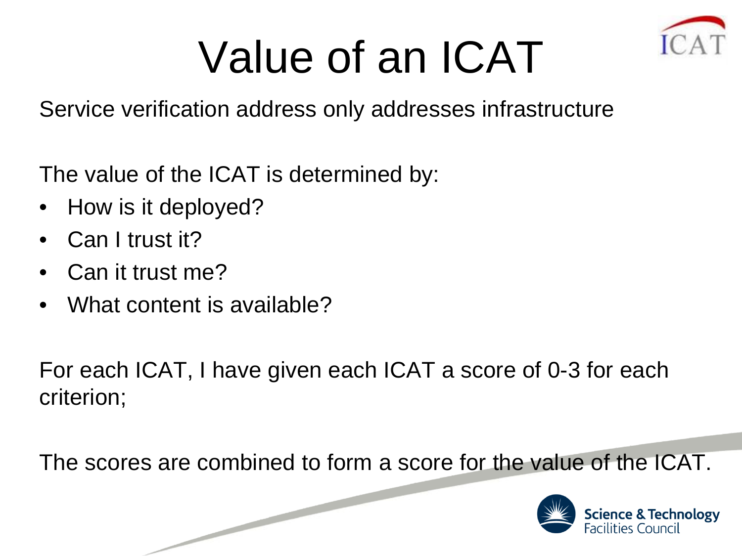# Value of an ICAT

Service verification address only addresses infrastructure

The value of the ICAT is determined by:

- How is it deployed?
- Can I trust it?
- Can it trust me?
- What content is available?

For each ICAT, I have given each ICAT a score of 0-3 for each criterion;

The scores are combined to form a score for the value of the ICAT.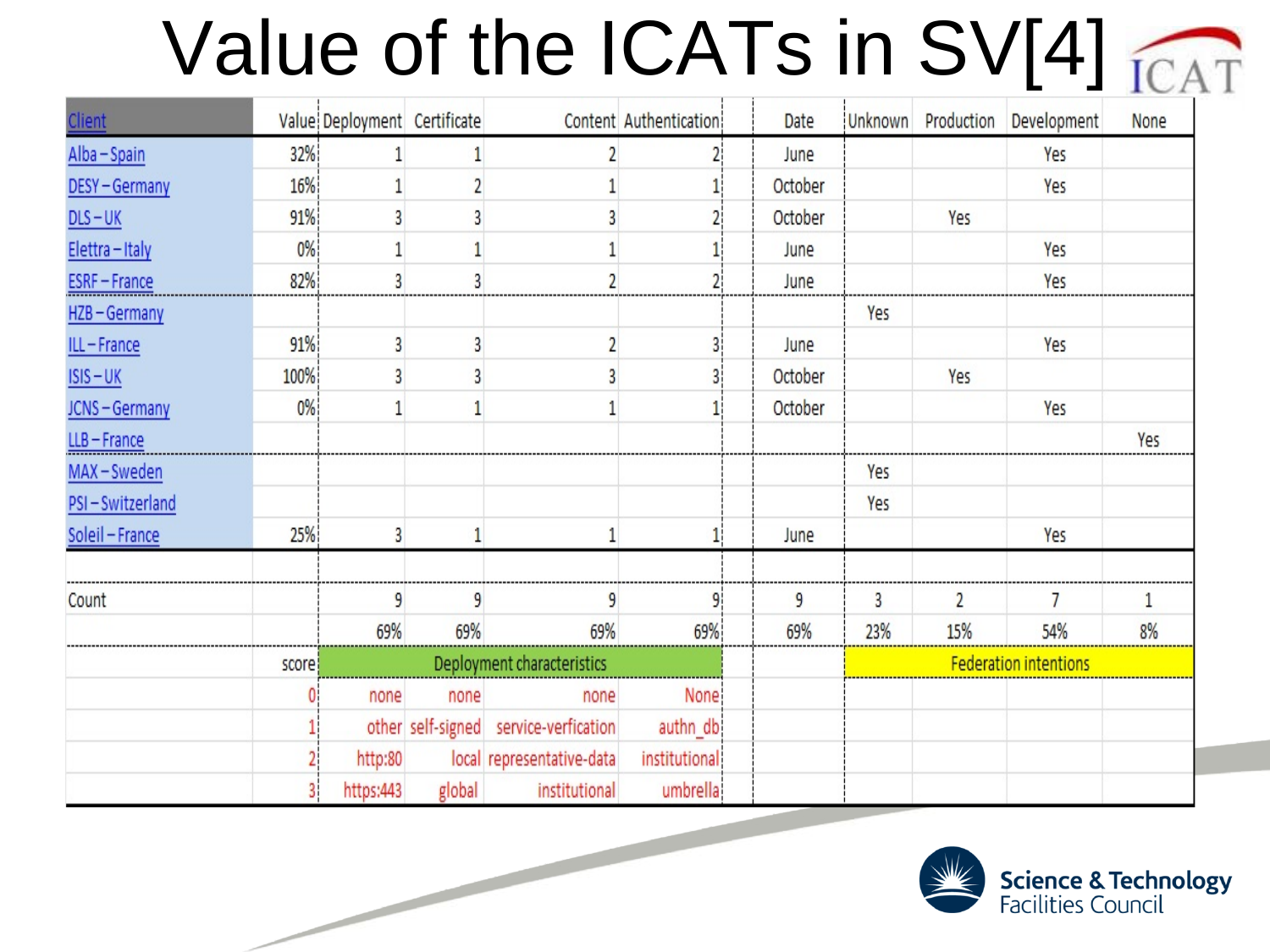# Value of the ICATs in SV[4]

| Client | Value | Deployment | Certificate | Content | Authentication | Date | Unknown | Production | Development | None |
|---|---|---|---|---|---|---|---|---|---|---|
| Alba – Spain | 32% | 1 | 1 | 2 | 2 | June | | | Yes | |
| DESY – Germany | 16% | 1 | 2 | 1 | 1 | October | | | Yes | |
| DLS – UK | 91% | 3 | 3 | 3 | 2 | October | | Yes | | |
| Elettra – Italy | 0% | 1 | 1 | 1 | 1 | June | | | Yes | |
| ESRF – France | 82% | 3 | 3 | 2 | 2 | June | | | Yes | |
| HZB – Germany | | | | | | | Yes | | | |
| ILL – France | 91% | 3 | 3 | 2 | 3 | June | | | Yes | |
| ISIS – UK | 100% | 3 | 3 | 3 | 3 | October | | Yes | | |
| JCNS – Germany | 0% | 1 | 1 | 1 | 1 | October | | | Yes | |
| LLB – France | | | | | | | | | | Yes |
| MAX – Sweden | | | | | | | Yes | | | |
| PSI – Switzerland | | | | | | | Yes | | | |
| Soleil – France | 25% | 3 | 1 | 1 | 1 | June | | | Yes | |
| | | | | | | | | | | |
| Count | | 9 | 9 | 9 | 9 | 9 | 3 | 2 | 7 | 1 |
| | | 69% | 69% | 69% | 69% | 69% | 23% | 15% | 54% | 8% |
| | score | Deployment characteristics | | | | | Federation intentions | | | |
| | 0 | none | none | none | None | | | | | |
| | 1 | other | self-signed | service-verfication | authn_db | | | | | |
| | 2 | http:80 | local | representative-data | institutional | | | | | |
| | 3 | https:443 | global | institutional | umbrella | | | | | |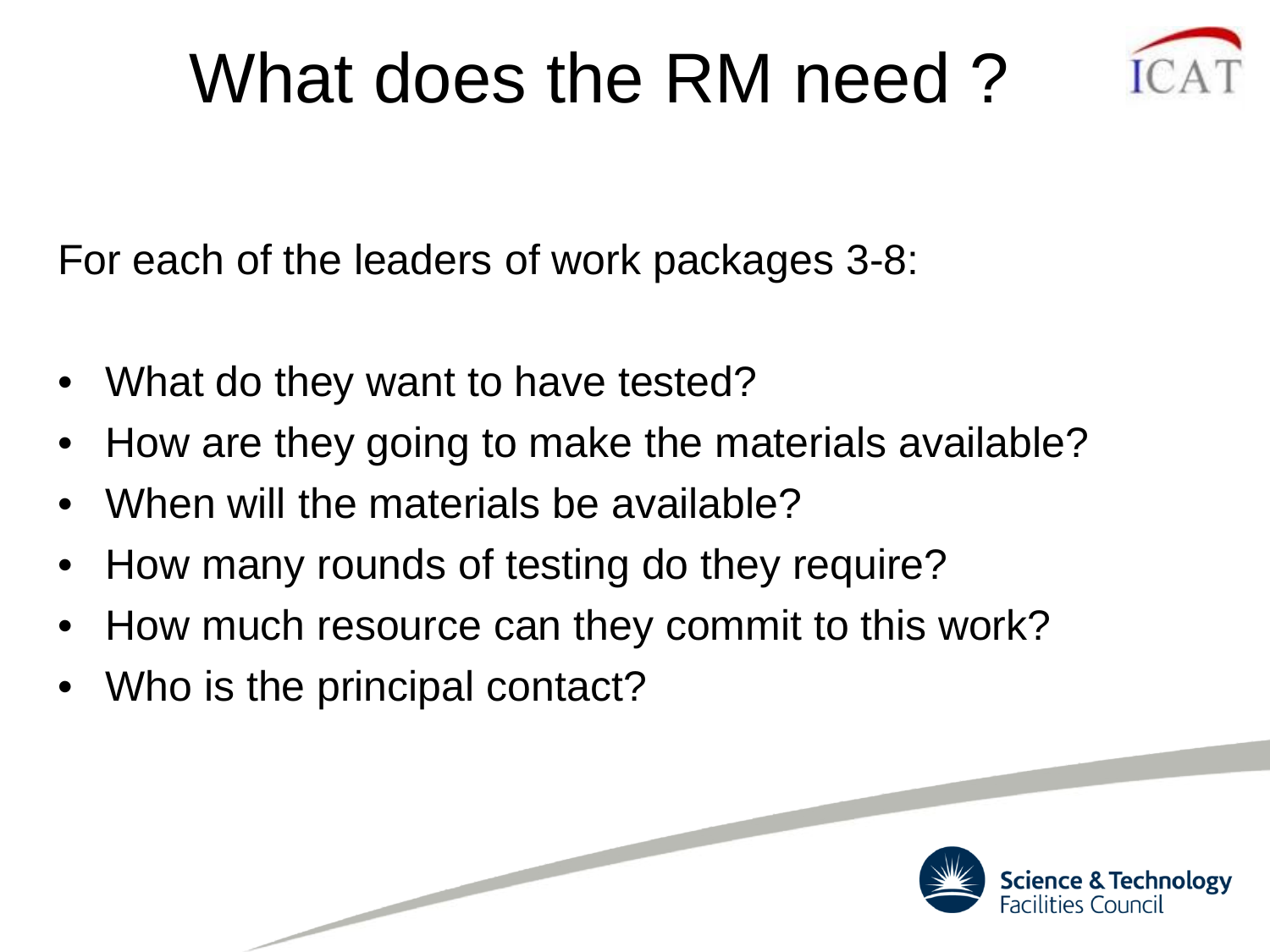# What does the RM need ?

For each of the leaders of work packages 3-8:

- What do they want to have tested?
- How are they going to make the materials available?
- When will the materials be available?
- How many rounds of testing do they require?
- How much resource can they commit to this work?
- Who is the principal contact?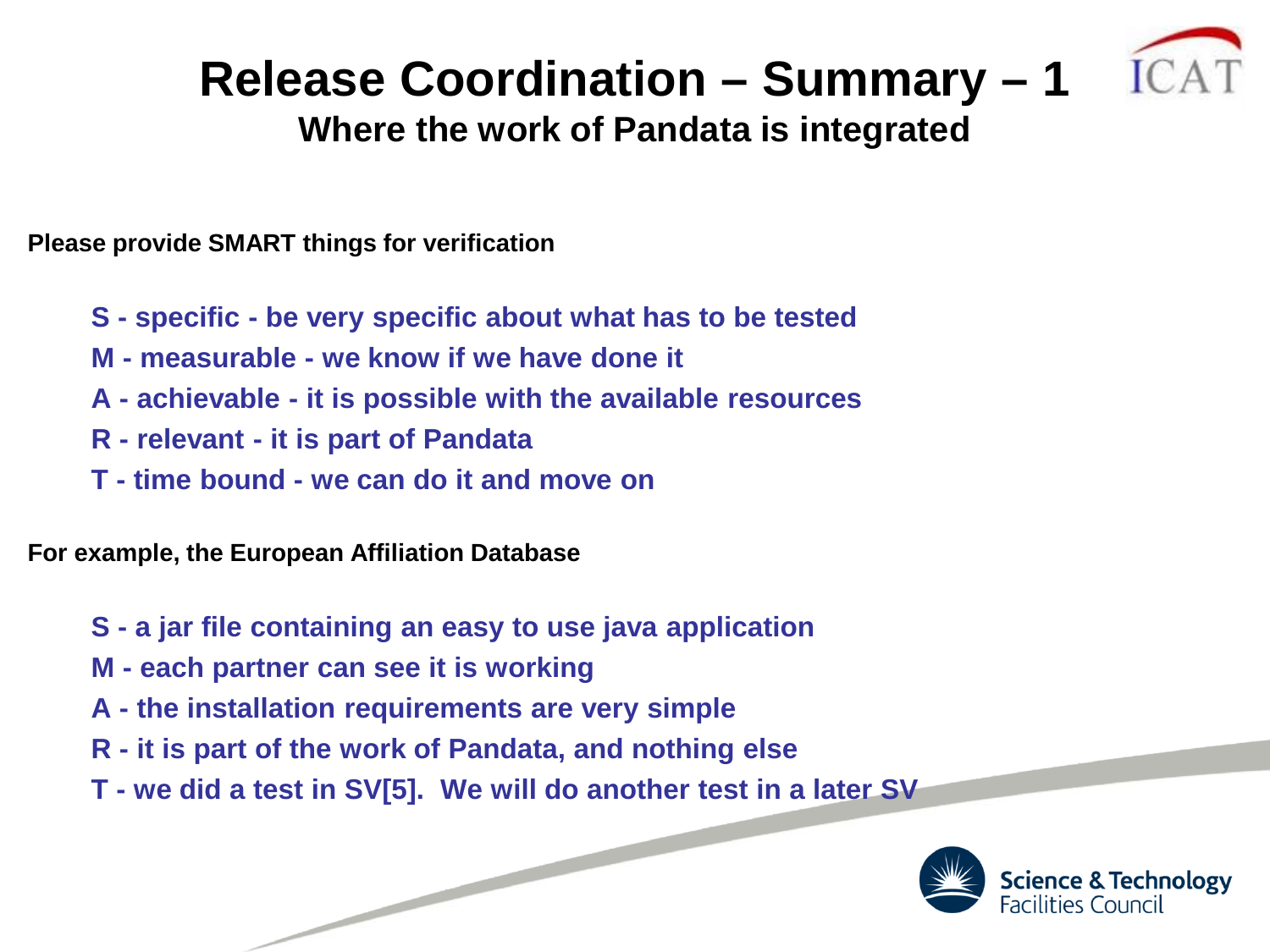# Release Coordination – Summary – 1

## Where the work of Pandata is integrated

**Please provide SMART things for verification**

- **S - specific - be very specific about what has to be tested**
- **M - measurable - we know if we have done it**
- **A - achievable - it is possible with the available resources**
- **R - relevant - it is part of Pandata**
- **T - time bound - we can do it and move on**

**For example, the European Affiliation Database**

- **S - a jar file containing an easy to use java application**
- **M - each partner can see it is working**
- **A - the installation requirements are very simple**
- **R - it is part of the work of Pandata, and nothing else**
- **T - we did a test in SV[5]. We will do another test in a later SV**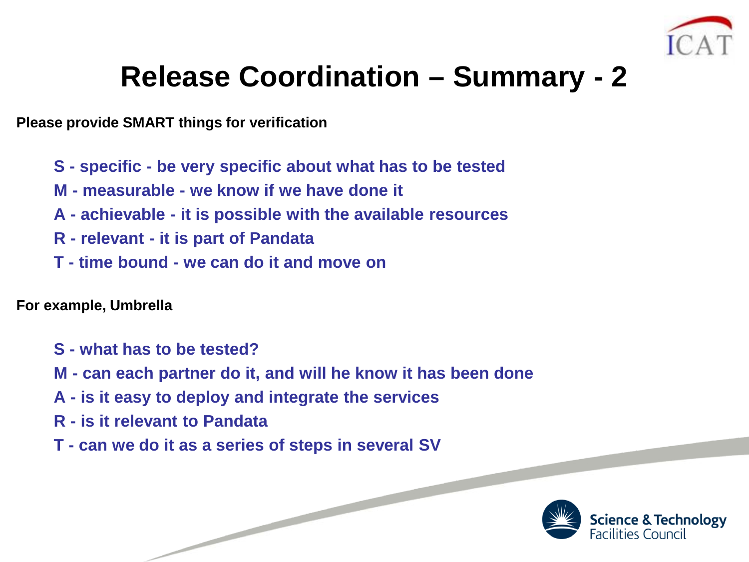# Release Coordination – Summary - 2

**Please provide SMART things for verification**

- **S - specific - be very specific about what has to be tested**
- **M - measurable - we know if we have done it**
- **A - achievable - it is possible with the available resources**
- **R - relevant - it is part of Pandata**
- **T - time bound - we can do it and move on**

**For example, Umbrella**

- **S - what has to be tested?**
- **M - can each partner do it, and will he know it has been done**
- **A - is it easy to deploy and integrate the services**
- **R - is it relevant to Pandata**
- **T - can we do it as a series of steps in several SV**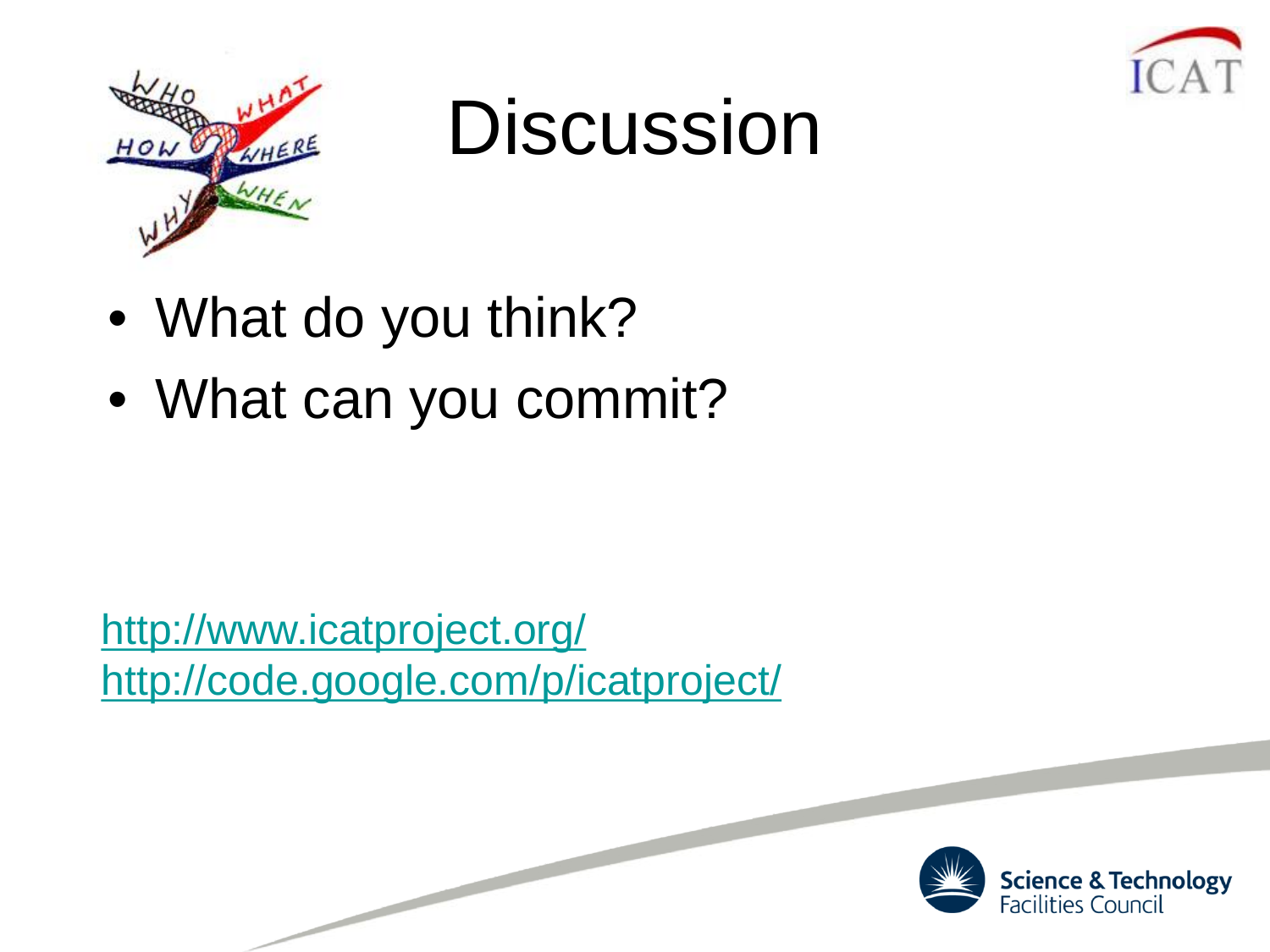# Discussion

- What do you think?
- What can you commit?

http://www.icatproject.org/
http://code.google.com/p/icatproject/